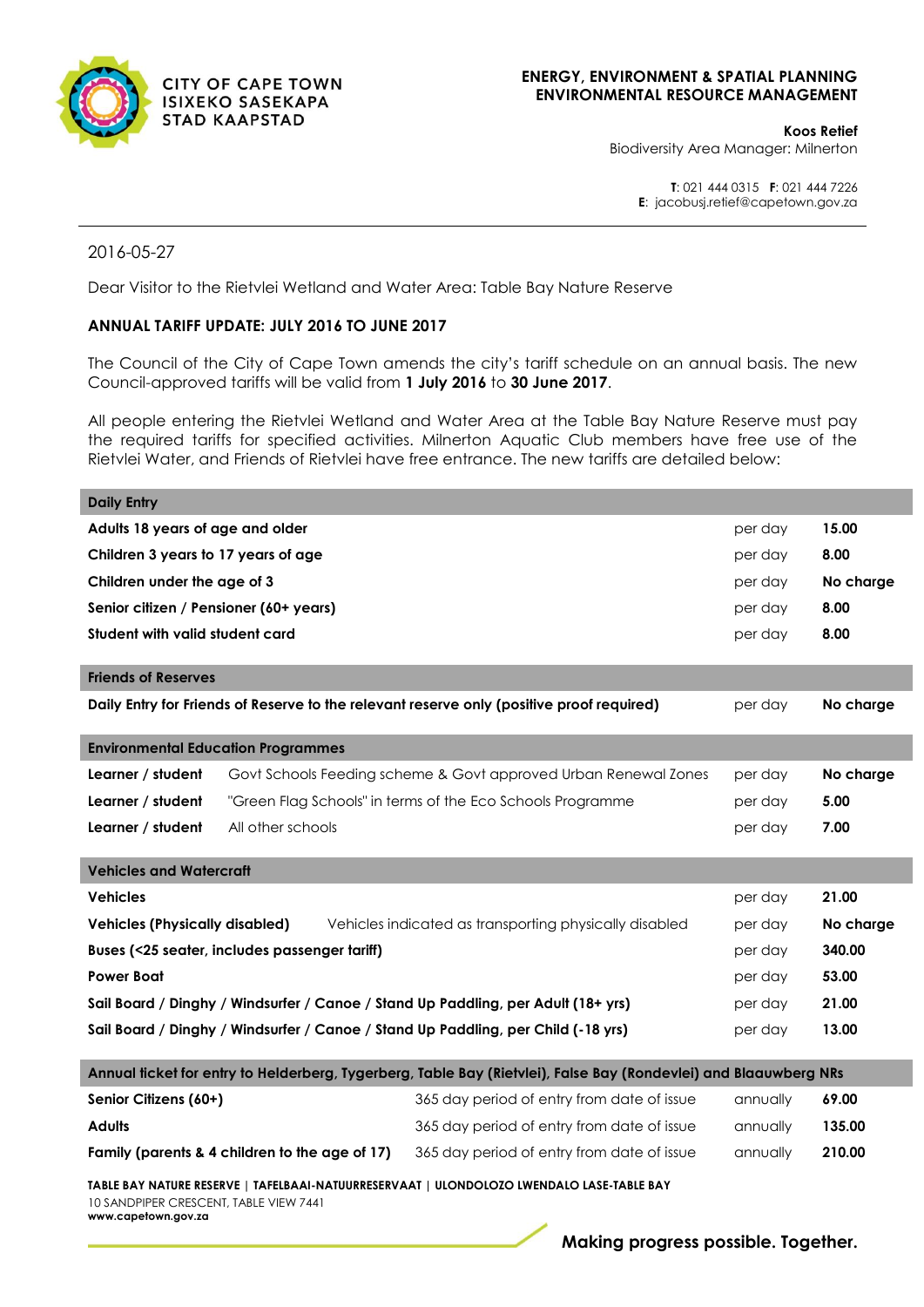CITY OF CAPE TOWN
ISIXEKO SASEKAPA
STAD KAAPSTAD

**ENERGY, ENVIRONMENT & SPATIAL PLANNING**
**ENVIRONMENTAL RESOURCE MANAGEMENT**

**Koos Retief**
Biodiversity Area Manager: Milnerton

**T**: 021 444 0315 **F**: 021 444 7226
**E**: jacobusj.retief@capetown.gov.za

2016-05-27

Dear Visitor to the Rietvlei Wetland and Water Area: Table Bay Nature Reserve

**ANNUAL TARIFF UPDATE: JULY 2016 TO JUNE 2017**

The Council of the City of Cape Town amends the city's tariff schedule on an annual basis. The new Council-approved tariffs will be valid from **1 July 2016** to **30 June 2017**.

All people entering the Rietvlei Wetland and Water Area at the Table Bay Nature Reserve must pay the required tariffs for specified activities. Milnerton Aquatic Club members have free use of the Rietvlei Water, and Friends of Rietvlei have free entrance. The new tariffs are detailed below:

| | | | |
|---|---|---|---|
| **Daily Entry** | | | |
| **Adults 18 years of age and older** | | per day | **15.00** |
| **Children 3 years to 17 years of age** | | per day | **8.00** |
| **Children under the age of 3** | | per day | **No charge** |
| **Senior citizen / Pensioner (60+ years)** | | per day | **8.00** |
| **Student with valid student card** | | per day | **8.00** |
| **Friends of Reserves** | | | |
| **Daily Entry for Friends of Reserve to the relevant reserve only (positive proof required)** | | per day | **No charge** |
| **Environmental Education Programmes** | | | |
| **Learner / student** | Govt Schools Feeding scheme & Govt approved Urban Renewal Zones | per day | **No charge** |
| **Learner / student** | "Green Flag Schools" in terms of the Eco Schools Programme | per day | **5.00** |
| **Learner / student** | All other schools | per day | **7.00** |
| **Vehicles and Watercraft** | | | |
| **Vehicles** | | per day | **21.00** |
| **Vehicles (Physically disabled)** | Vehicles indicated as transporting physically disabled | per day | **No charge** |
| **Buses (<25 seater, includes passenger tariff)** | | per day | **340.00** |
| **Power Boat** | | per day | **53.00** |
| **Sail Board / Dinghy / Windsurfer / Canoe / Stand Up Paddling, per Adult (18+ yrs)** | | per day | **21.00** |
| **Sail Board / Dinghy / Windsurfer / Canoe / Stand Up Paddling, per Child (-18 yrs)** | | per day | **13.00** |
| **Annual ticket for entry to Helderberg, Tygerberg, Table Bay (Rietvlei), False Bay (Rondevlei) and Blaauwberg NRs** | | | |
| **Senior Citizens (60+)** | 365 day period of entry from date of issue | annually | **69.00** |
| **Adults** | 365 day period of entry from date of issue | annually | **135.00** |
| **Family (parents & 4 children to the age of 17)** | 365 day period of entry from date of issue | annually | **210.00** |

**TABLE BAY NATURE RESERVE | TAFELBAAI-NATUURRESERVAAT | ULONDOLOZO LWENDALO LASE-TABLE BAY**
10 SANDPIPER CRESCENT, TABLE VIEW 7441
**www.capetown.gov.za**

**Making progress possible. Together.**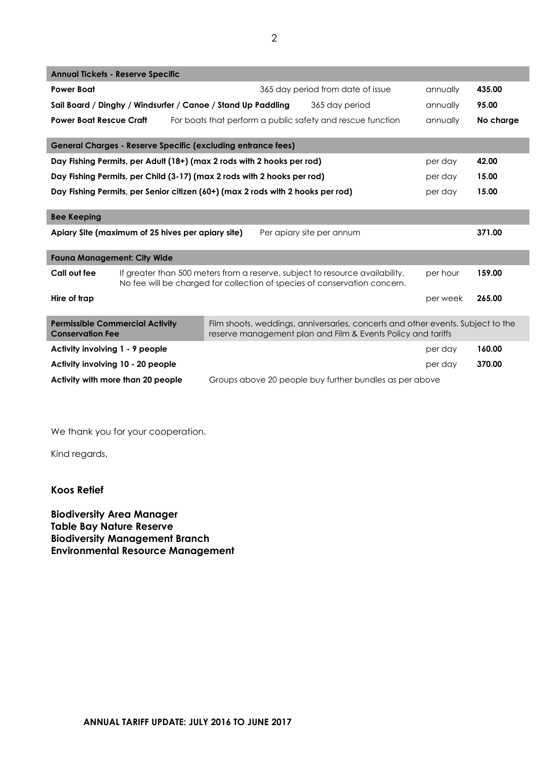| Annual Tickets - Reserve Specific | | | |
|---|---|---|---|
| **Power Boat** | 365 day period from date of issue | annually | **435.00** |
| **Sail Board / Dinghy / Windsurfer / Canoe / Stand Up Paddling** | 365 day period | annually | **95.00** |
| **Power Boat Rescue Craft** | For boats that perform a public safety and rescue function | annually | **No charge** |

| General Charges - Reserve Specific (excluding entrance fees) | | |
|---|---|---|
| **Day Fishing Permits, per Adult (18+) (max 2 rods with 2 hooks per rod)** | per day | **42.00** |
| **Day Fishing Permits, per Child (3-17) (max 2 rods with 2 hooks per rod)** | per day | **15.00** |
| **Day Fishing Permits, per Senior citizen (60+) (max 2 rods with 2 hooks per rod)** | per day | **15.00** |

| Bee Keeping | | |
|---|---|---|
| **Apiary Site (maximum of 25 hives per apiary site)** | Per apiary site per annum | **371.00** |

| Fauna Management: City Wide | | | |
|---|---|---|---|
| **Call out fee** | If greater than 500 meters from a reserve, subject to resource availability. No fee will be charged for collection of species of conservation concern. | per hour | **159.00** |
| **Hire of trap** | | per week | **265.00** |

| Permissible Commercial Activity Conservation Fee | Film shoots, weddings, anniversaries, concerts and other events. Subject to the reserve management plan and Film & Events Policy and tariffs | | |
|---|---|---|---|
| **Activity involving 1 - 9 people** | | per day | **160.00** |
| **Activity involving 10 - 20 people** | | per day | **370.00** |
| **Activity with more than 20 people** | Groups above 20 people buy further bundles as per above | | |

We thank you for your cooperation.

Kind regards,

**Koos Retief**

**Biodiversity Area Manager**
**Table Bay Nature Reserve**
**Biodiversity Management Branch**
**Environmental Resource Management**